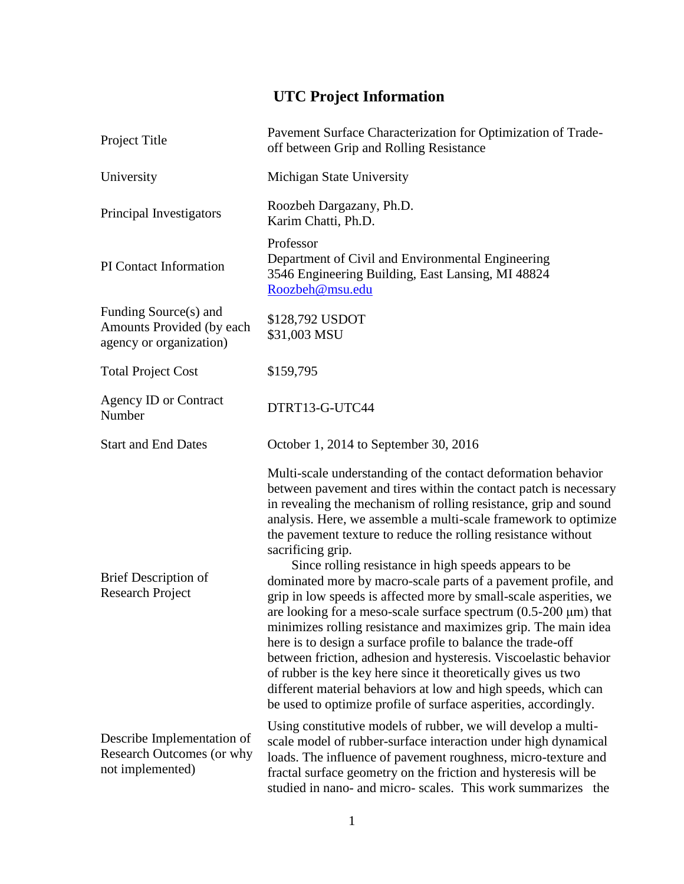# UTC Project Information

| | |
|---|---|
| Project Title | Pavement Surface Characterization for Optimization of Trade-off between Grip and Rolling Resistance |
| University | Michigan State University |
| Principal Investigators | Roozbeh Dargazany, Ph.D.<br>Karim Chatti, Ph.D. |
| PI Contact Information | Professor<br>Department of Civil and Environmental Engineering<br>3546 Engineering Building, East Lansing, MI 48824<br>Roozbeh@msu.edu |
| Funding Source(s) and Amounts Provided (by each agency or organization) | $128,792 USDOT<br>$31,003 MSU |
| Total Project Cost | $159,795 |
| Agency ID or Contract Number | DTRT13-G-UTC44 |
| Start and End Dates | October 1, 2014 to September 30, 2016 |
| Brief Description of Research Project | Multi-scale understanding of the contact deformation behavior between pavement and tires within the contact patch is necessary in revealing the mechanism of rolling resistance, grip and sound analysis. Here, we assemble a multi-scale framework to optimize the pavement texture to reduce the rolling resistance without sacrificing grip.<br>Since rolling resistance in high speeds appears to be dominated more by macro-scale parts of a pavement profile, and grip in low speeds is affected more by small-scale asperities, we are looking for a meso-scale surface spectrum (0.5-200 μm) that minimizes rolling resistance and maximizes grip. The main idea here is to design a surface profile to balance the trade-off between friction, adhesion and hysteresis. Viscoelastic behavior of rubber is the key here since it theoretically gives us two different material behaviors at low and high speeds, which can be used to optimize profile of surface asperities, accordingly. |
| Describe Implementation of Research Outcomes (or why not implemented) | Using constitutive models of rubber, we will develop a multi-scale model of rubber-surface interaction under high dynamical loads. The influence of pavement roughness, micro-texture and fractal surface geometry on the friction and hysteresis will be studied in nano- and micro- scales. This work summarizes the |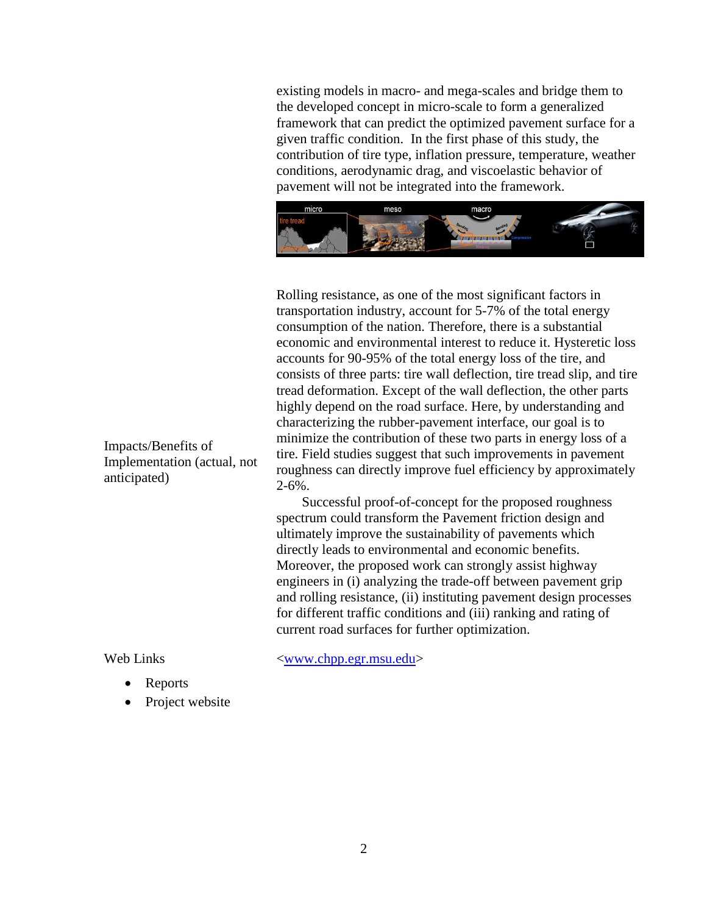existing models in macro- and mega-scales and bridge them to the developed concept in micro-scale to form a generalized framework that can predict the optimized pavement surface for a given traffic condition. In the first phase of this study, the contribution of tire type, inflation pressure, temperature, weather conditions, aerodynamic drag, and viscoelastic behavior of pavement will not be integrated into the framework.

micro
tire tread
meso
macro

Rolling resistance, as one of the most significant factors in transportation industry, account for 5-7% of the total energy consumption of the nation. Therefore, there is a substantial economic and environmental interest to reduce it. Hysteretic loss accounts for 90-95% of the total energy loss of the tire, and consists of three parts: tire wall deflection, tire tread slip, and tire tread deformation. Except of the wall deflection, the other parts highly depend on the road surface. Here, by understanding and characterizing the rubber-pavement interface, our goal is to minimize the contribution of these two parts in energy loss of a tire. Field studies suggest that such improvements in pavement roughness can directly improve fuel efficiency by approximately 2-6%.

| | |
|---|---|
| Impacts/Benefits of Implementation (actual, not anticipated) | Successful proof-of-concept for the proposed roughness spectrum could transform the Pavement friction design and ultimately improve the sustainability of pavements which directly leads to environmental and economic benefits. Moreover, the proposed work can strongly assist highway engineers in (i) analyzing the trade-off between pavement grip and rolling resistance, (ii) instituting pavement design processes for different traffic conditions and (iii) ranking and rating of current road surfaces for further optimization. |
| Web Links<br>• Reports<br>• Project website | <www.chpp.egr.msu.edu> |